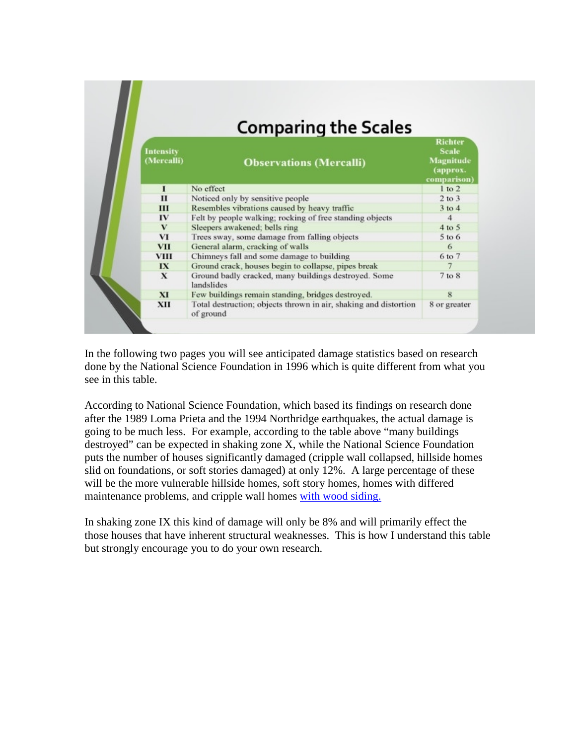# Comparing the Scales

| Intensity (Mercalli) | Observations (Mercalli) | Richter Scale Magnitude (approx. comparison) |
|---|---|---|
| I | No effect | 1 to 2 |
| II | Noticed only by sensitive people | 2 to 3 |
| III | Resembles vibrations caused by heavy traffic | 3 to 4 |
| IV | Felt by people walking; rocking of free standing objects | 4 |
| V | Sleepers awakened; bells ring | 4 to 5 |
| VI | Trees sway, some damage from falling objects | 5 to 6 |
| VII | General alarm, cracking of walls | 6 |
| VIII | Chimneys fall and some damage to building | 6 to 7 |
| IX | Ground crack, houses begin to collapse, pipes break | 7 |
| X | Ground badly cracked, many buildings destroyed. Some landslides | 7 to 8 |
| XI | Few buildings remain standing, bridges destroyed. | 8 |
| XII | Total destruction; objects thrown in air, shaking and distortion of ground | 8 or greater |

In the following two pages you will see anticipated damage statistics based on research done by the National Science Foundation in 1996 which is quite different from what you see in this table.

According to National Science Foundation, which based its findings on research done after the 1989 Loma Prieta and the 1994 Northridge earthquakes, the actual damage is going to be much less. For example, according to the table above "many buildings destroyed" can be expected in shaking zone X, while the National Science Foundation puts the number of houses significantly damaged (cripple wall collapsed, hillside homes slid on foundations, or soft stories damaged) at only 12%. A large percentage of these will be the more vulnerable hillside homes, soft story homes, homes with differed maintenance problems, and cripple wall homes [with wood siding.]

In shaking zone IX this kind of damage will only be 8% and will primarily effect the those houses that have inherent structural weaknesses. This is how I understand this table but strongly encourage you to do your own research.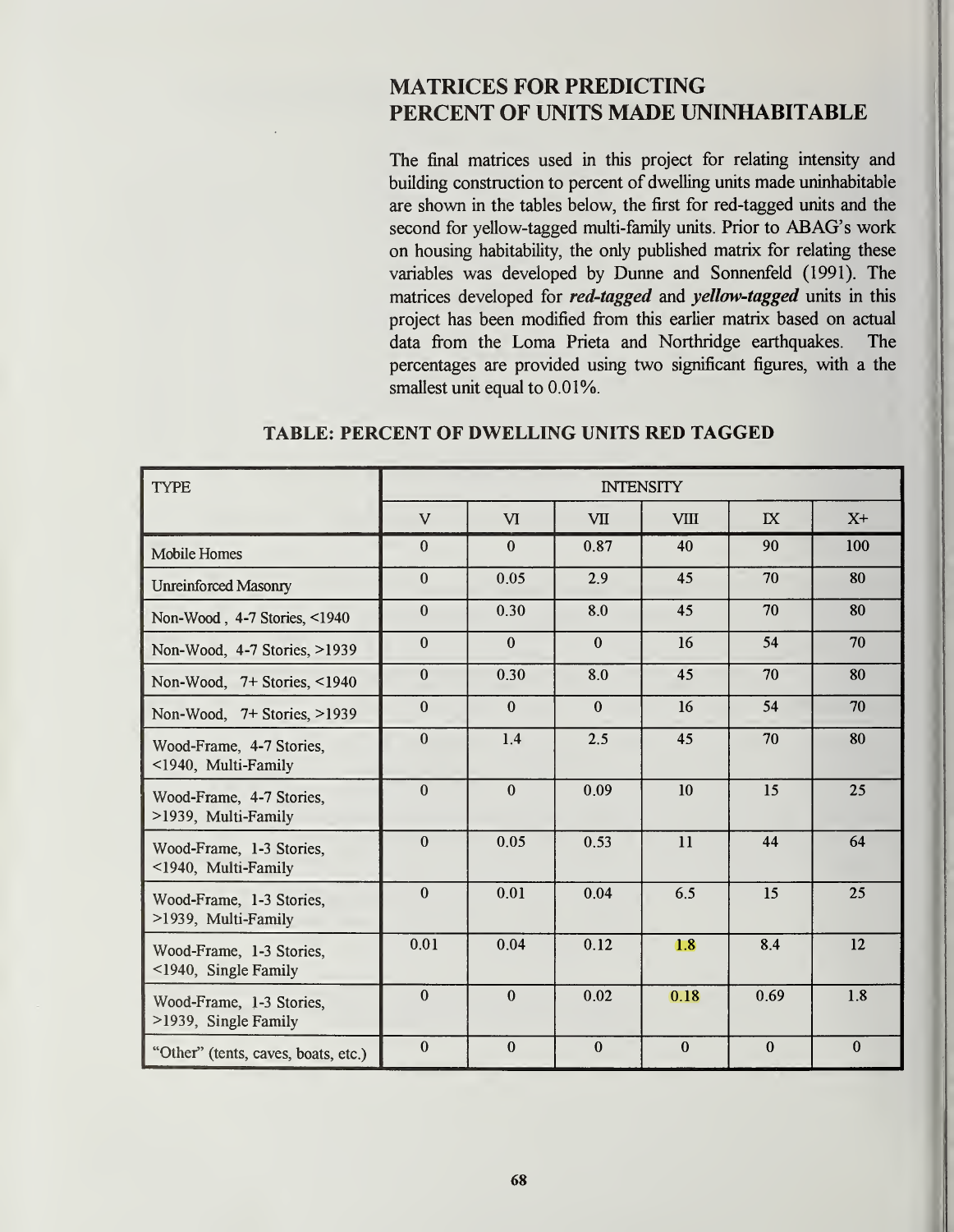# MATRICES FOR PREDICTING PERCENT OF UNITS MADE UNINHABITABLE

The final matrices used in this project for relating intensity and building construction to percent of dwelling units made uninhabitable are shown in the tables below, the first for red-tagged units and the second for yellow-tagged multi-family units. Prior to ABAG's work on housing habitability, the only published matrix for relating these variables was developed by Dunne and Sonnenfeld (1991). The matrices developed for ***red-tagged*** and ***yellow-tagged*** units in this project has been modified from this earlier matrix based on actual data from the Loma Prieta and Northridge earthquakes. The percentages are provided using two significant figures, with a the smallest unit equal to 0.01%.

### TABLE: PERCENT OF DWELLING UNITS RED TAGGED

| TYPE | INTENSITY | | | | | |
|---|---|---|---|---|---|---|
| | V | VI | VII | VIII | IX | X+ |
| Mobile Homes | 0 | 0 | 0.87 | 40 | 90 | 100 |
| Unreinforced Masonry | 0 | 0.05 | 2.9 | 45 | 70 | 80 |
| Non-Wood , 4-7 Stories, <1940 | 0 | 0.30 | 8.0 | 45 | 70 | 80 |
| Non-Wood, 4-7 Stories, >1939 | 0 | 0 | 0 | 16 | 54 | 70 |
| Non-Wood, 7+ Stories, <1940 | 0 | 0.30 | 8.0 | 45 | 70 | 80 |
| Non-Wood, 7+ Stories, >1939 | 0 | 0 | 0 | 16 | 54 | 70 |
| Wood-Frame, 4-7 Stories, <1940, Multi-Family | 0 | 1.4 | 2.5 | 45 | 70 | 80 |
| Wood-Frame, 4-7 Stories, >1939, Multi-Family | 0 | 0 | 0.09 | 10 | 15 | 25 |
| Wood-Frame, 1-3 Stories, <1940, Multi-Family | 0 | 0.05 | 0.53 | 11 | 44 | 64 |
| Wood-Frame, 1-3 Stories, >1939, Multi-Family | 0 | 0.01 | 0.04 | 6.5 | 15 | 25 |
| Wood-Frame, 1-3 Stories, <1940, Single Family | 0.01 | 0.04 | 0.12 | 1.8 | 8.4 | 12 |
| Wood-Frame, 1-3 Stories, >1939, Single Family | 0 | 0 | 0.02 | 0.18 | 0.69 | 1.8 |
| "Other" (tents, caves, boats, etc.) | 0 | 0 | 0 | 0 | 0 | 0 |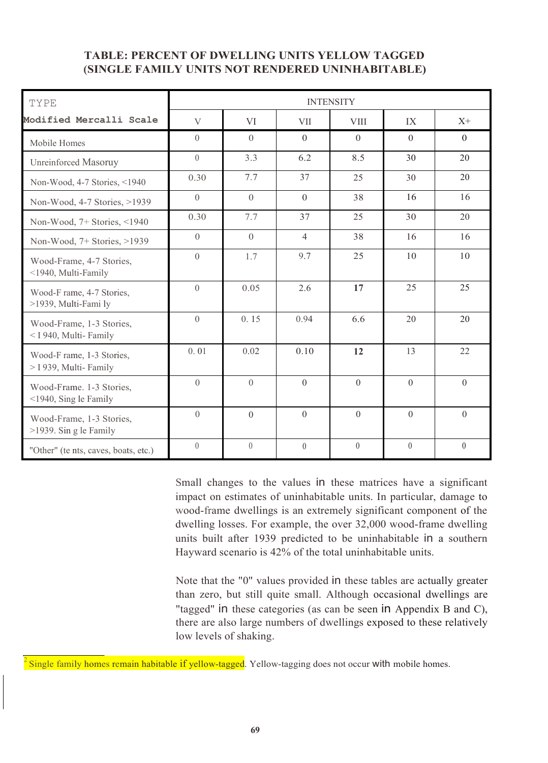## TABLE: PERCENT OF DWELLING UNITS YELLOW TAGGED (SINGLE FAMILY UNITS NOT RENDERED UNINHABITABLE)

| TYPE Modified Mercalli Scale | INTENSITY V | VI | VII | VIII | IX | X+ |
|---|---|---|---|---|---|---|
| Mobile Homes | 0 | 0 | 0 | 0 | 0 | 0 |
| Unreinforced Masoruy | 0 | 3.3 | 6.2 | 8.5 | 30 | 20 |
| Non-Wood, 4-7 Stories, <1940 | 0.30 | 7.7 | 37 | 25 | 30 | 20 |
| Non-Wood, 4-7 Stories, >1939 | 0 | 0 | 0 | 38 | 16 | 16 |
| Non-Wood, 7+ Stories, <1940 | 0.30 | 7.7 | 37 | 25 | 30 | 20 |
| Non-Wood, 7+ Stories, >1939 | 0 | 0 | 4 | 38 | 16 | 16 |
| Wood-Frame, 4-7 Stories, <1940, Multi-Family | 0 | 1.7 | 9.7 | 25 | 10 | 10 |
| Wood-F rame, 4-7 Stories, >1939, Multi-Fami ly | 0 | 0.05 | 2.6 | **17** | 25 | 25 |
| Wood-Frame, 1-3 Stories, < I 940, Multi- Family | 0 | 0. 15 | 0.94 | 6.6 | 20 | 20 |
| Wood-F rame, 1-3 Stories, > I 939, Multi- Family | 0. 01 | 0.02 | 0.10 | **12** | 13 | 22 |
| Wood-Frame. 1-3 Stories, <1940, Sing le Family | 0 | 0 | 0 | 0 | 0 | 0 |
| Wood-Frame, 1-3 Stories, >1939. Sin g le Family | 0 | 0 | 0 | 0 | 0 | 0 |
| "Other" (te nts, caves, boats, etc.) | 0 | 0 | 0 | 0 | 0 | 0 |

Small changes to the values in these matrices have a significant impact on estimates of uninhabitable units. In particular, damage to wood-frame dwellings is an extremely significant component of the dwelling losses. For example, the over 32,000 wood-frame dwelling units built after 1939 predicted to be uninhabitable in a southern Hayward scenario is 42% of the total uninhabitable units.

Note that the "0" values provided in these tables are actually greater than zero, but still quite small. Although occasional dwellings are "tagged" in these categories (as can be seen in Appendix B and C), there are also large numbers of dwellings exposed to these relatively low levels of shaking.

[2] Single family homes remain habitable if yellow-tagged. Yellow-tagging does not occur with mobile homes.